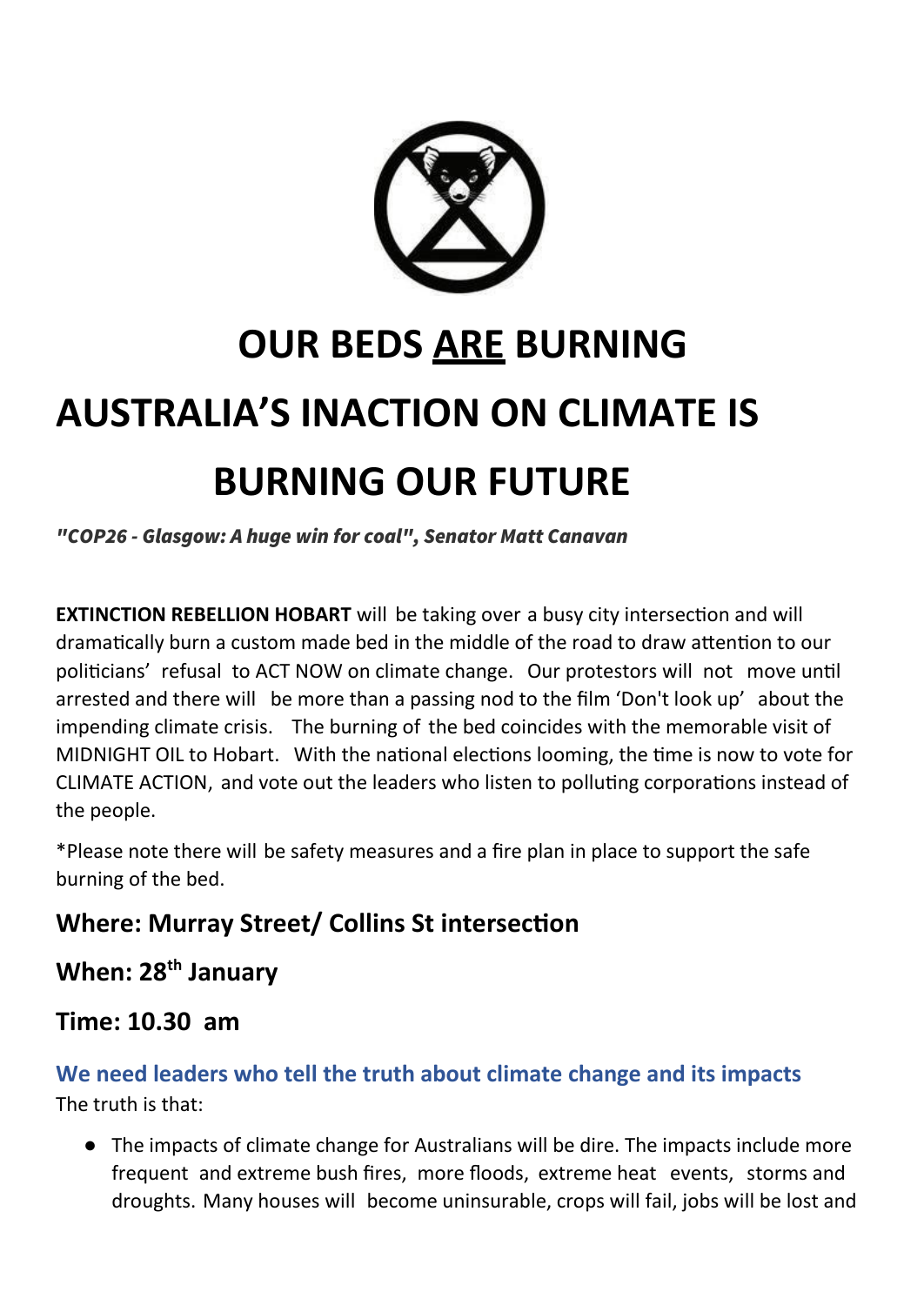# OUR BEDS <u>ARE</u> BURNING

# AUSTRALIA'S INACTION ON CLIMATE IS BURNING OUR FUTURE

***"COP26 - Glasgow: A huge win for coal", Senator Matt Canavan***

**EXTINCTION REBELLION HOBART** will be taking over a busy city intersection and will dramatically burn a custom made bed in the middle of the road to draw attention to our politicians' refusal to ACT NOW on climate change. Our protestors will not move until arrested and there will be more than a passing nod to the film 'Don't look up' about the impending climate crisis. The burning of the bed coincides with the memorable visit of MIDNIGHT OIL to Hobart. With the national elections looming, the time is now to vote for CLIMATE ACTION, and vote out the leaders who listen to polluting corporations instead of the people.

*Please note there will be safety measures and a fire plan in place to support the safe burning of the bed.

### Where: Murray Street/ Collins St intersection

### When: 28th January

### Time: 10.30 am

### We need leaders who tell the truth about climate change and its impacts

The truth is that:

- The impacts of climate change for Australians will be dire. The impacts include more frequent and extreme bush fires, more floods, extreme heat events, storms and droughts. Many houses will become uninsurable, crops will fail, jobs will be lost and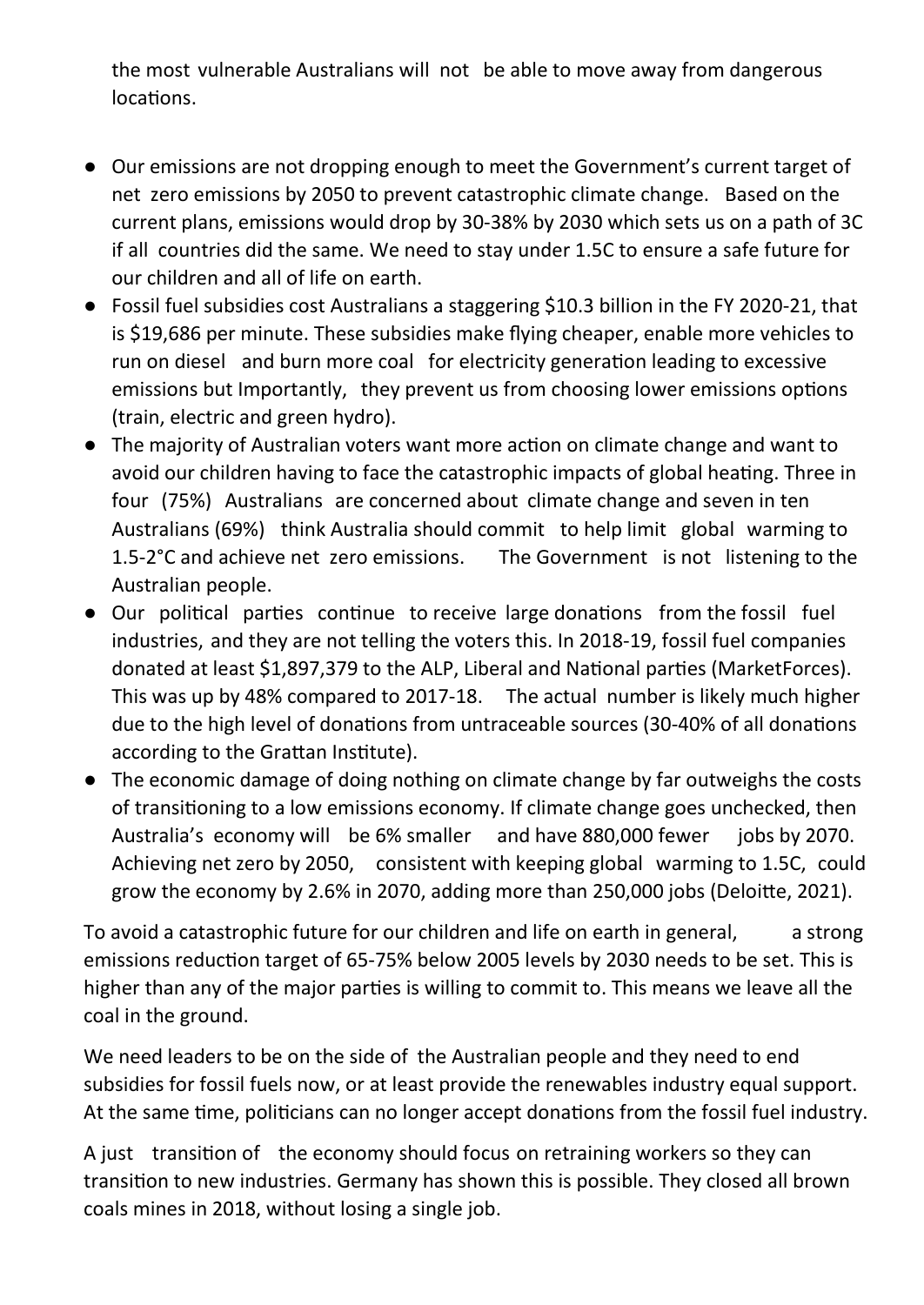the most vulnerable Australians will not be able to move away from dangerous locations.

- Our emissions are not dropping enough to meet the Government's current target of net zero emissions by 2050 to prevent catastrophic climate change. Based on the current plans, emissions would drop by 30-38% by 2030 which sets us on a path of 3C if all countries did the same. We need to stay under 1.5C to ensure a safe future for our children and all of life on earth.
- Fossil fuel subsidies cost Australians a staggering $10.3 billion in the FY 2020-21, that is $19,686 per minute. These subsidies make flying cheaper, enable more vehicles to run on diesel and burn more coal for electricity generation leading to excessive emissions but Importantly, they prevent us from choosing lower emissions options (train, electric and green hydro).
- The majority of Australian voters want more action on climate change and want to avoid our children having to face the catastrophic impacts of global heating. Three in four (75%) Australians are concerned about climate change and seven in ten Australians (69%) think Australia should commit to help limit global warming to 1.5-2°C and achieve net zero emissions. The Government is not listening to the Australian people.
- Our political parties continue to receive large donations from the fossil fuel industries, and they are not telling the voters this. In 2018-19, fossil fuel companies donated at least $1,897,379 to the ALP, Liberal and National parties (MarketForces). This was up by 48% compared to 2017-18. The actual number is likely much higher due to the high level of donations from untraceable sources (30-40% of all donations according to the Grattan Institute).
- The economic damage of doing nothing on climate change by far outweighs the costs of transitioning to a low emissions economy. If climate change goes unchecked, then Australia's economy will be 6% smaller and have 880,000 fewer jobs by 2070. Achieving net zero by 2050, consistent with keeping global warming to 1.5C, could grow the economy by 2.6% in 2070, adding more than 250,000 jobs (Deloitte, 2021).

To avoid a catastrophic future for our children and life on earth in general, a strong emissions reduction target of 65-75% below 2005 levels by 2030 needs to be set. This is higher than any of the major parties is willing to commit to. This means we leave all the coal in the ground.

We need leaders to be on the side of the Australian people and they need to end subsidies for fossil fuels now, or at least provide the renewables industry equal support. At the same time, politicians can no longer accept donations from the fossil fuel industry.

A just transition of the economy should focus on retraining workers so they can transition to new industries. Germany has shown this is possible. They closed all brown coals mines in 2018, without losing a single job.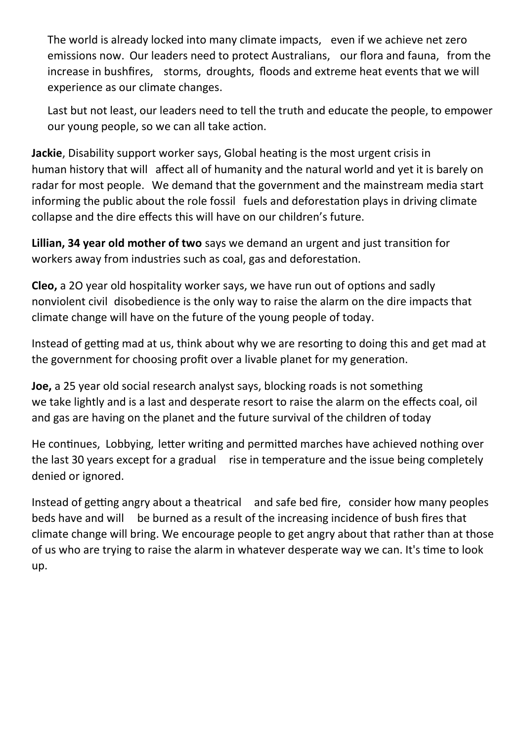The world is already locked into many climate impacts, even if we achieve net zero emissions now. Our leaders need to protect Australians, our flora and fauna, from the increase in bushfires, storms, droughts, floods and extreme heat events that we will experience as our climate changes.

Last but not least, our leaders need to tell the truth and educate the people, to empower our young people, so we can all take action.

**Jackie**, Disability support worker says, Global heating is the most urgent crisis in human history that will affect all of humanity and the natural world and yet it is barely on radar for most people. We demand that the government and the mainstream media start informing the public about the role fossil fuels and deforestation plays in driving climate collapse and the dire effects this will have on our children's future.

**Lillian, 34 year old mother of two** says we demand an urgent and just transition for workers away from industries such as coal, gas and deforestation.

**Cleo,** a 2O year old hospitality worker says, we have run out of options and sadly nonviolent civil disobedience is the only way to raise the alarm on the dire impacts that climate change will have on the future of the young people of today.

Instead of getting mad at us, think about why we are resorting to doing this and get mad at the government for choosing profit over a livable planet for my generation.

**Joe,** a 25 year old social research analyst says, blocking roads is not something we take lightly and is a last and desperate resort to raise the alarm on the effects coal, oil and gas are having on the planet and the future survival of the children of today

He continues, Lobbying, letter writing and permitted marches have achieved nothing over the last 30 years except for a gradual rise in temperature and the issue being completely denied or ignored.

Instead of getting angry about a theatrical and safe bed fire, consider how many peoples beds have and will be burned as a result of the increasing incidence of bush fires that climate change will bring. We encourage people to get angry about that rather than at those of us who are trying to raise the alarm in whatever desperate way we can. It's time to look up.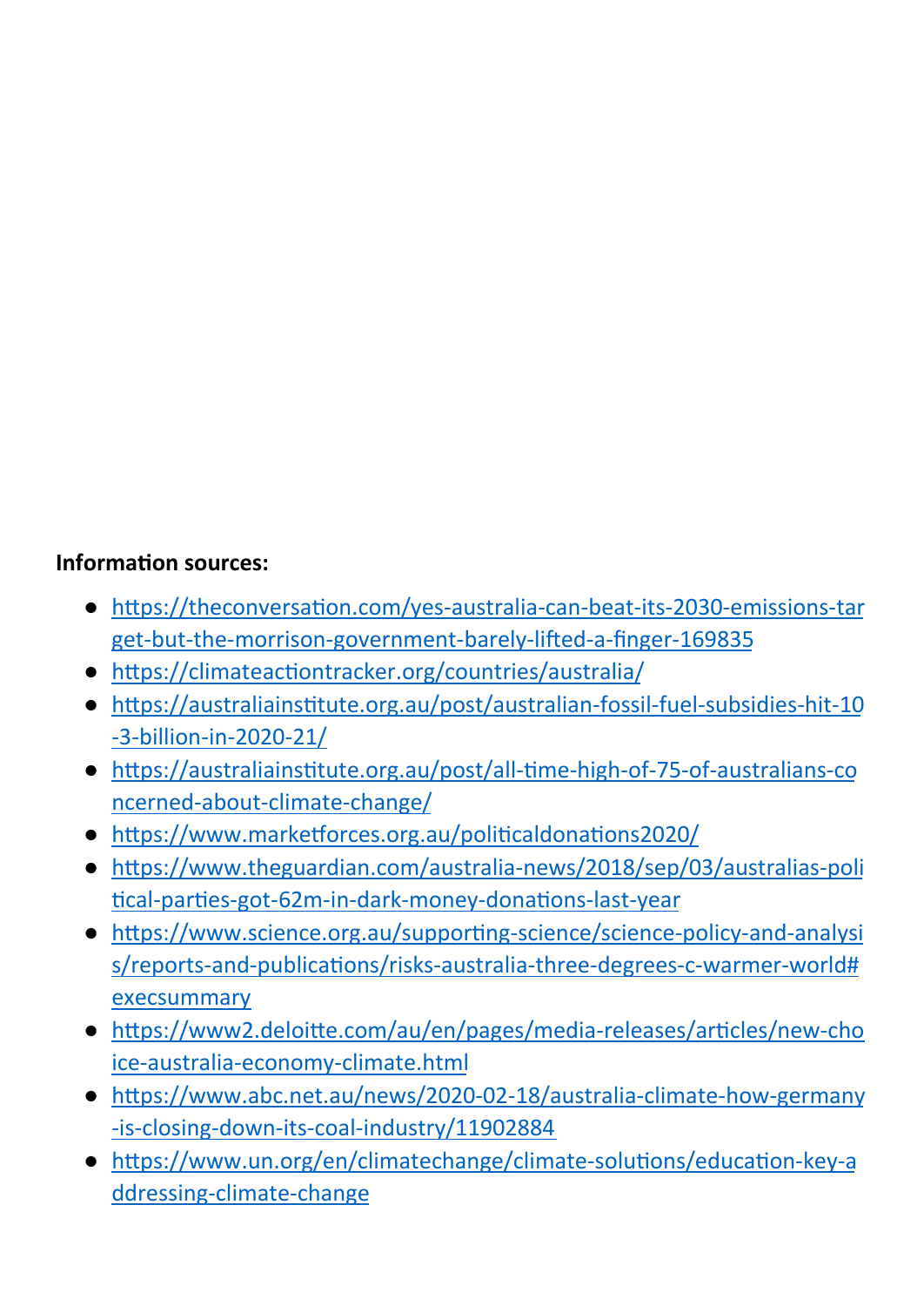**Information sources:**

- https://theconversation.com/yes-australia-can-beat-its-2030-emissions-target-but-the-morrison-government-barely-lifted-a-finger-169835
- https://climateactiontracker.org/countries/australia/
- https://australiainstitute.org.au/post/australian-fossil-fuel-subsidies-hit-10-3-billion-in-2020-21/
- https://australiainstitute.org.au/post/all-time-high-of-75-of-australians-concerned-about-climate-change/
- https://www.marketforces.org.au/politicaldonations2020/
- https://www.theguardian.com/australia-news/2018/sep/03/australias-political-parties-got-62m-in-dark-money-donations-last-year
- https://www.science.org.au/supporting-science/science-policy-and-analysis/reports-and-publications/risks-australia-three-degrees-c-warmer-world#execsummary
- https://www2.deloitte.com/au/en/pages/media-releases/articles/new-choice-australia-economy-climate.html
- https://www.abc.net.au/news/2020-02-18/australia-climate-how-germany-is-closing-down-its-coal-industry/11902884
- https://www.un.org/en/climatechange/climate-solutions/education-key-addressing-climate-change